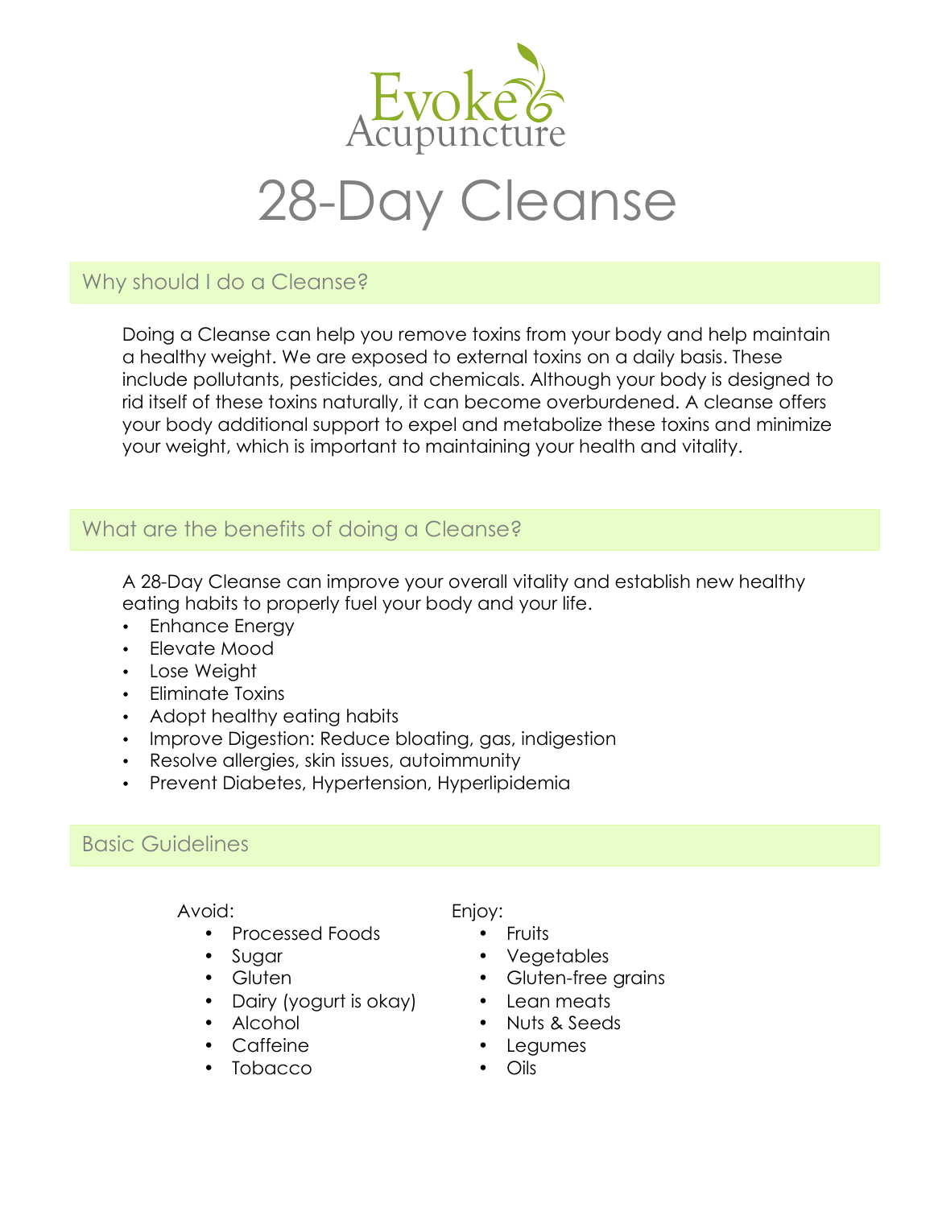Evoke Acupuncture

# 28-Day Cleanse

## Why should I do a Cleanse?

Doing a Cleanse can help you remove toxins from your body and help maintain a healthy weight. We are exposed to external toxins on a daily basis. These include pollutants, pesticides, and chemicals. Although your body is designed to rid itself of these toxins naturally, it can become overburdened. A cleanse offers your body additional support to expel and metabolize these toxins and minimize your weight, which is important to maintaining your health and vitality.

## What are the benefits of doing a Cleanse?

A 28-Day Cleanse can improve your overall vitality and establish new healthy eating habits to properly fuel your body and your life.

- Enhance Energy
- Elevate Mood
- Lose Weight
- Eliminate Toxins
- Adopt healthy eating habits
- Improve Digestion: Reduce bloating, gas, indigestion
- Resolve allergies, skin issues, autoimmunity
- Prevent Diabetes, Hypertension, Hyperlipidemia

## Basic Guidelines

Avoid:

- Processed Foods
- Sugar
- Gluten
- Dairy (yogurt is okay)
- Alcohol
- Caffeine
- Tobacco

Enjoy:

- Fruits
- Vegetables
- Gluten-free grains
- Lean meats
- Nuts & Seeds
- Legumes
- Oils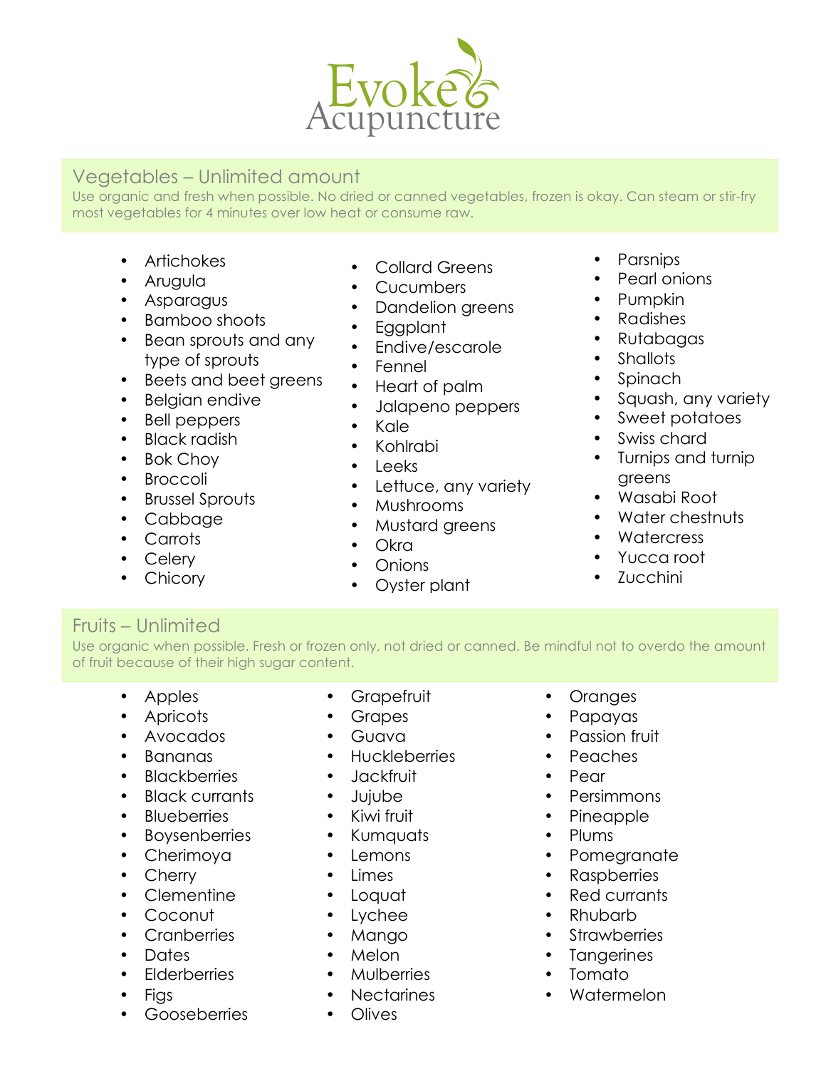Evoke Acupuncture

## Vegetables – Unlimited amount

Use organic and fresh when possible. No dried or canned vegetables, frozen is okay. Can steam or stir-fry most vegetables for 4 minutes over low heat or consume raw.

- Artichokes
- Arugula
- Asparagus
- Bamboo shoots
- Bean sprouts and any type of sprouts
- Beets and beet greens
- Belgian endive
- Bell peppers
- Black radish
- Bok Choy
- Broccoli
- Brussel Sprouts
- Cabbage
- Carrots
- Celery
- Chicory
- Collard Greens
- Cucumbers
- Dandelion greens
- Eggplant
- Endive/escarole
- Fennel
- Heart of palm
- Jalapeno peppers
- Kale
- Kohlrabi
- Leeks
- Lettuce, any variety
- Mushrooms
- Mustard greens
- Okra
- Onions
- Oyster plant
- Parsnips
- Pearl onions
- Pumpkin
- Radishes
- Rutabagas
- Shallots
- Spinach
- Squash, any variety
- Sweet potatoes
- Swiss chard
- Turnips and turnip greens
- Wasabi Root
- Water chestnuts
- Watercress
- Yucca root
- Zucchini

## Fruits – Unlimited

Use organic when possible. Fresh or frozen only, not dried or canned. Be mindful not to overdo the amount of fruit because of their high sugar content.

- Apples
- Apricots
- Avocados
- Bananas
- Blackberries
- Black currants
- Blueberries
- Boysenberries
- Cherimoya
- Cherry
- Clementine
- Coconut
- Cranberries
- Dates
- Elderberries
- Figs
- Gooseberries
- Grapefruit
- Grapes
- Guava
- Huckleberries
- Jackfruit
- Jujube
- Kiwi fruit
- Kumquats
- Lemons
- Limes
- Loquat
- Lychee
- Mango
- Melon
- Mulberries
- Nectarines
- Olives
- Oranges
- Papayas
- Passion fruit
- Peaches
- Pear
- Persimmons
- Pineapple
- Plums
- Pomegranate
- Raspberries
- Red currants
- Rhubarb
- Strawberries
- Tangerines
- Tomato
- Watermelon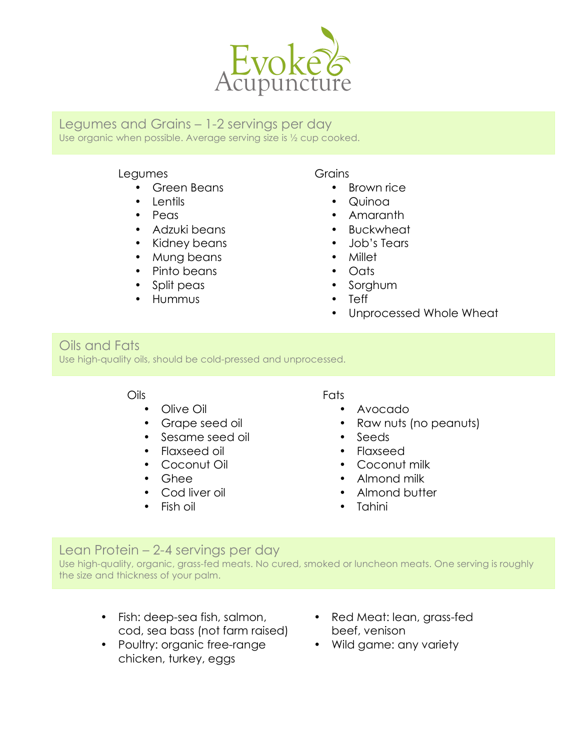Evoke Acupuncture

## Legumes and Grains – 1-2 servings per day

Use organic when possible. Average serving size is ½ cup cooked.

Legumes

- Green Beans
- Lentils
- Peas
- Adzuki beans
- Kidney beans
- Mung beans
- Pinto beans
- Split peas
- Hummus

Grains

- Brown rice
- Quinoa
- Amaranth
- Buckwheat
- Job's Tears
- Millet
- Oats
- Sorghum
- Teff
- Unprocessed Whole Wheat

## Oils and Fats

Use high-quality oils, should be cold-pressed and unprocessed.

Oils

- Olive Oil
- Grape seed oil
- Sesame seed oil
- Flaxseed oil
- Coconut Oil
- Ghee
- Cod liver oil
- Fish oil

Fats

- Avocado
- Raw nuts (no peanuts)
- Seeds
- Flaxseed
- Coconut milk
- Almond milk
- Almond butter
- Tahini

## Lean Protein – 2-4 servings per day

Use high-quality, organic, grass-fed meats. No cured, smoked or luncheon meats. One serving is roughly the size and thickness of your palm.

- Fish: deep-sea fish, salmon, cod, sea bass (not farm raised)
- Poultry: organic free-range chicken, turkey, eggs
- Red Meat: lean, grass-fed beef, venison
- Wild game: any variety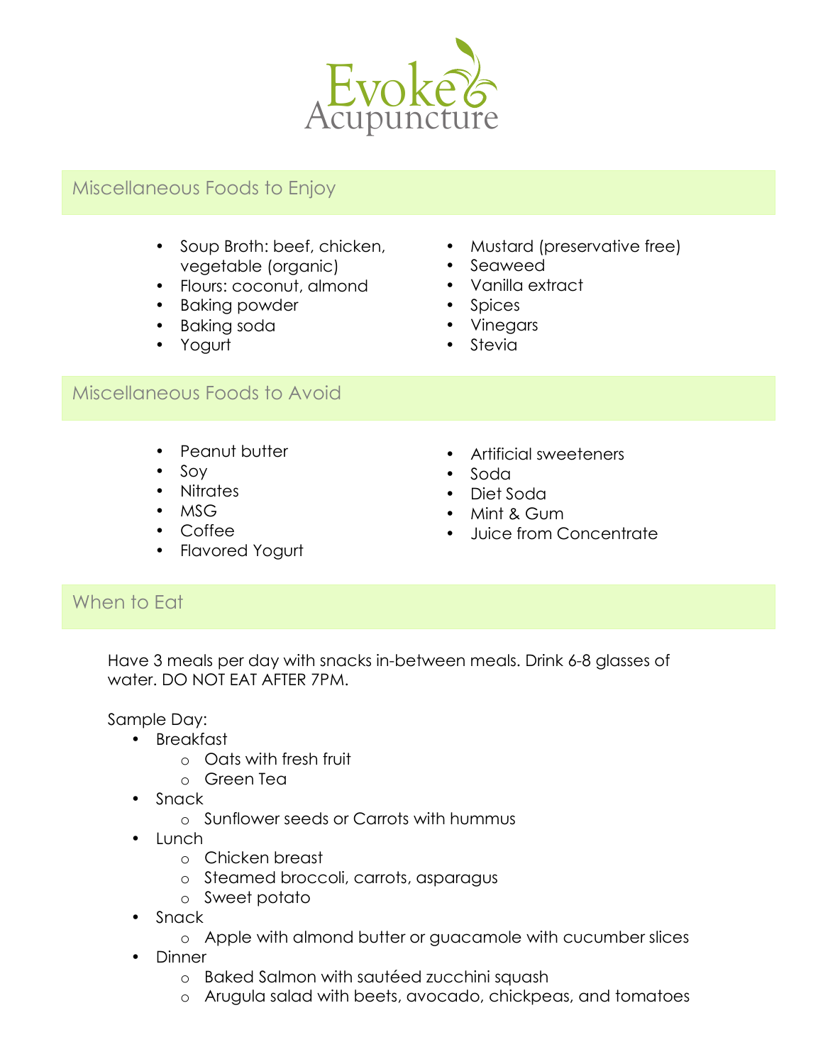# Evoke Acupuncture

## Miscellaneous Foods to Enjoy

- Soup Broth: beef, chicken, vegetable (organic)
- Flours: coconut, almond
- Baking powder
- Baking soda
- Yogurt
- Mustard (preservative free)
- Seaweed
- Vanilla extract
- Spices
- Vinegars
- Stevia

## Miscellaneous Foods to Avoid

- Peanut butter
- Soy
- Nitrates
- MSG
- Coffee
- Flavored Yogurt
- Artificial sweeteners
- Soda
- Diet Soda
- Mint & Gum
- Juice from Concentrate

## When to Eat

Have 3 meals per day with snacks in-between meals. Drink 6-8 glasses of water. DO NOT EAT AFTER 7PM.

Sample Day:

- Breakfast
  - Oats with fresh fruit
  - Green Tea
- Snack
  - Sunflower seeds or Carrots with hummus
- Lunch
  - Chicken breast
  - Steamed broccoli, carrots, asparagus
  - Sweet potato
- Snack
  - Apple with almond butter or guacamole with cucumber slices
- Dinner
  - Baked Salmon with sautéed zucchini squash
  - Arugula salad with beets, avocado, chickpeas, and tomatoes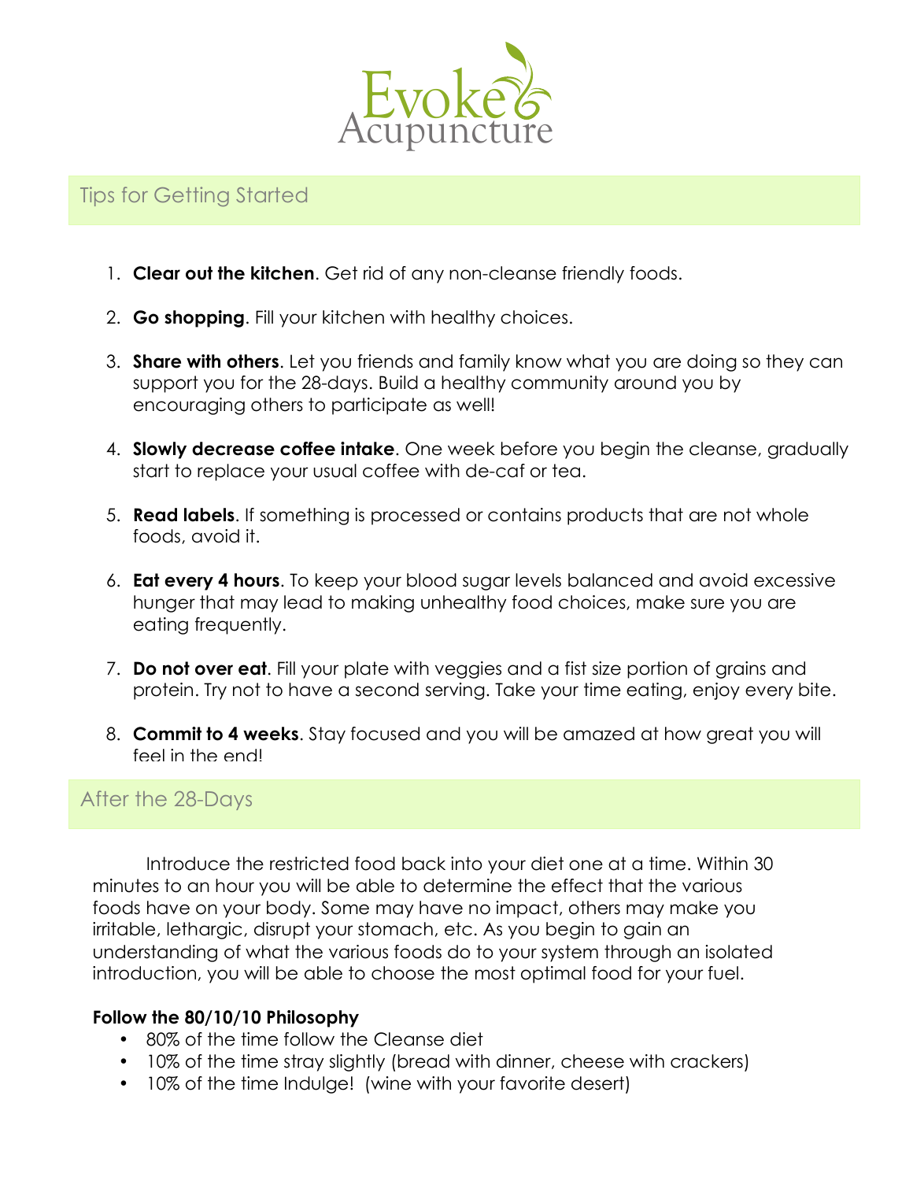Evoke Acupuncture

## Tips for Getting Started

1. **Clear out the kitchen**. Get rid of any non-cleanse friendly foods.

2. **Go shopping**. Fill your kitchen with healthy choices.

3. **Share with others**. Let you friends and family know what you are doing so they can support you for the 28-days. Build a healthy community around you by encouraging others to participate as well!

4. **Slowly decrease coffee intake**. One week before you begin the cleanse, gradually start to replace your usual coffee with de-caf or tea.

5. **Read labels**. If something is processed or contains products that are not whole foods, avoid it.

6. **Eat every 4 hours**. To keep your blood sugar levels balanced and avoid excessive hunger that may lead to making unhealthy food choices, make sure you are eating frequently.

7. **Do not over eat**. Fill your plate with veggies and a fist size portion of grains and protein. Try not to have a second serving. Take your time eating, enjoy every bite.

8. **Commit to 4 weeks**. Stay focused and you will be amazed at how great you will feel in the end!

## After the 28-Days

Introduce the restricted food back into your diet one at a time. Within 30 minutes to an hour you will be able to determine the effect that the various foods have on your body. Some may have no impact, others may make you irritable, lethargic, disrupt your stomach, etc. As you begin to gain an understanding of what the various foods do to your system through an isolated introduction, you will be able to choose the most optimal food for your fuel.

**Follow the 80/10/10 Philosophy**

- 80% of the time follow the Cleanse diet
- 10% of the time stray slightly (bread with dinner, cheese with crackers)
- 10% of the time Indulge! (wine with your favorite desert)